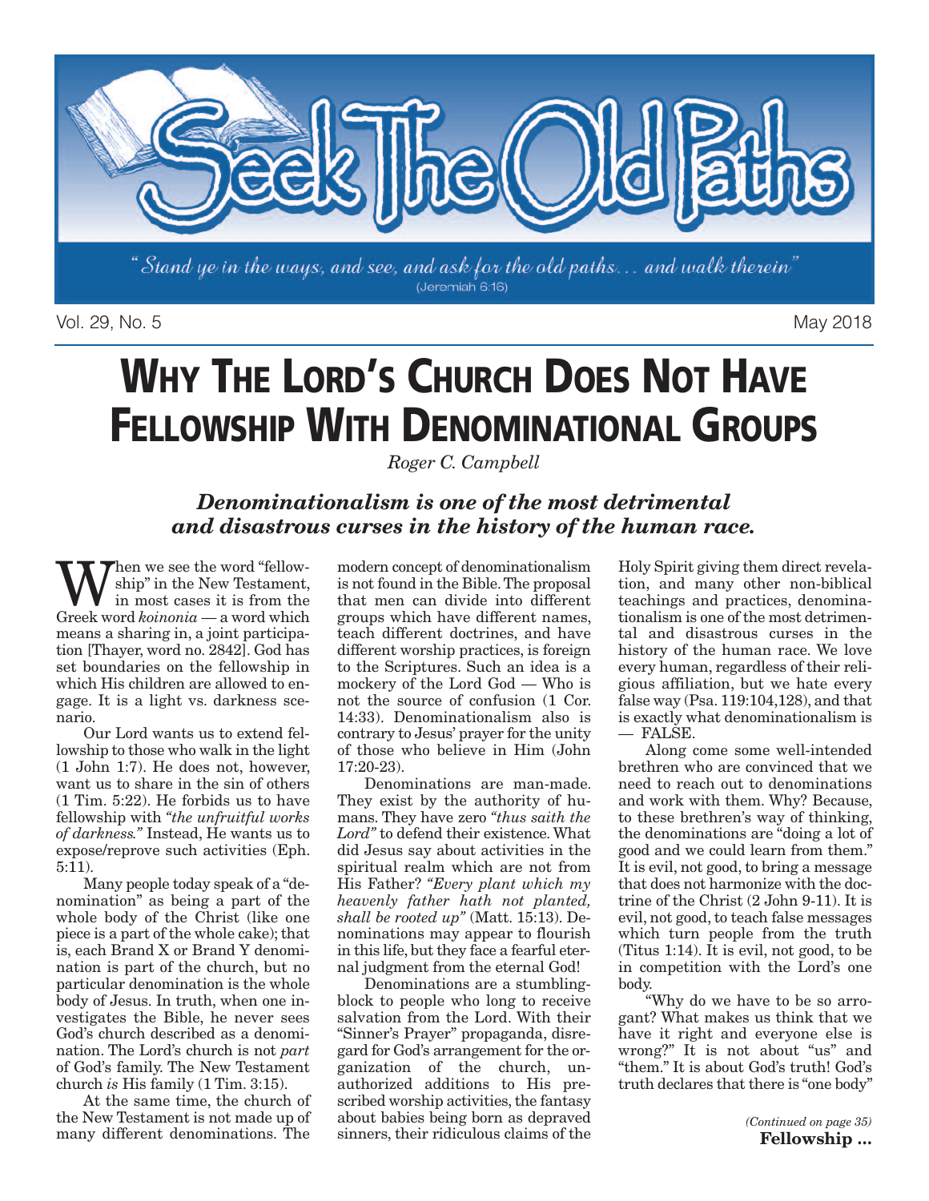# Seek The Old Paths

*"Stand ye in the ways, and see, and ask for the old paths… and walk therein"* (Jeremiah 6:16)

Vol. 29, No. 5 — May 2018

# Why The Lord's Church Does Not Have Fellowship With Denominational Groups

*Roger C. Campbell*

***Denominationalism is one of the most detrimental and disastrous curses in the history of the human race.***

When we see the word "fellowship" in the New Testament, in most cases it is from the Greek word *koinonia* — a word which means a sharing in, a joint participation [Thayer, word no. 2842]. God has set boundaries on the fellowship in which His children are allowed to engage. It is a light vs. darkness scenario.

Our Lord wants us to extend fellowship to those who walk in the light (1 John 1:7). He does not, however, want us to share in the sin of others (1 Tim. 5:22). He forbids us to have fellowship with *"the unfruitful works of darkness."* Instead, He wants us to expose/reprove such activities (Eph. 5:11).

Many people today speak of a "denomination" as being a part of the whole body of the Christ (like one piece is a part of the whole cake); that is, each Brand X or Brand Y denomination is part of the church, but no particular denomination is the whole body of Jesus. In truth, when one investigates the Bible, he never sees God's church described as a denomination. The Lord's church is not *part* of God's family. The New Testament church *is* His family (1 Tim. 3:15).

At the same time, the church of the New Testament is not made up of many different denominations. The modern concept of denominationalism is not found in the Bible. The proposal that men can divide into different groups which have different names, teach different doctrines, and have different worship practices, is foreign to the Scriptures. Such an idea is a mockery of the Lord God — Who is not the source of confusion (1 Cor. 14:33). Denominationalism also is contrary to Jesus' prayer for the unity of those who believe in Him (John 17:20-23).

Denominations are man-made. They exist by the authority of humans. They have zero *"thus saith the Lord"* to defend their existence. What did Jesus say about activities in the spiritual realm which are not from His Father? *"Every plant which my heavenly father hath not planted, shall be rooted up"* (Matt. 15:13). Denominations may appear to flourish in this life, but they face a fearful eternal judgment from the eternal God!

Denominations are a stumbling-block to people who long to receive salvation from the Lord. With their "Sinner's Prayer" propaganda, disregard for God's arrangement for the organization of the church, unauthorized additions to His prescribed worship activities, the fantasy about babies being born as depraved sinners, their ridiculous claims of the Holy Spirit giving them direct revelation, and many other non-biblical teachings and practices, denominationalism is one of the most detrimental and disastrous curses in the history of the human race. We love every human, regardless of their religious affiliation, but we hate every false way (Psa. 119:104,128), and that is exactly what denominationalism is — FALSE.

Along come some well-intended brethren who are convinced that we need to reach out to denominations and work with them. Why? Because, to these brethren's way of thinking, the denominations are "doing a lot of good and we could learn from them." It is evil, not good, to bring a message that does not harmonize with the doctrine of the Christ (2 John 9-11). It is evil, not good, to teach false messages which turn people from the truth (Titus 1:14). It is evil, not good, to be in competition with the Lord's one body.

"Why do we have to be so arrogant? What makes us think that we have it right and everyone else is wrong?" It is not about "us" and "them." It is about God's truth! God's truth declares that there is "one body"

*(Continued on page 35)*
**Fellowship …**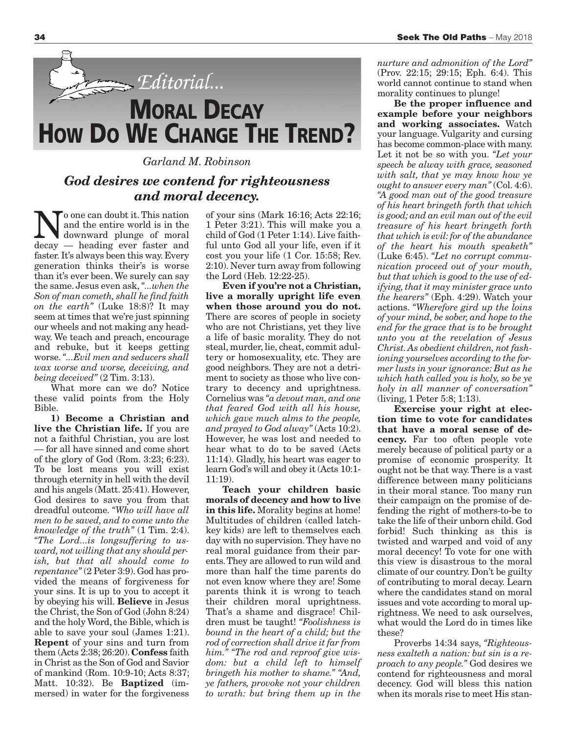*Editorial...*

# MORAL DECAY HOW DO WE CHANGE THE TREND?

*Garland M. Robinson*

### *God desires we contend for righteousness and moral decency.*

No one can doubt it. This nation and the entire world is in the downward plunge of moral decay — heading ever faster and faster. It's always been this way. Every generation thinks their's is worse than it's ever been. We surely can say the same. Jesus even ask, *"...when the Son of man cometh, shall he find faith on the earth"* (Luke 18:8)? It may seem at times that we're just spinning our wheels and not making any headway. We teach and preach, encourage and rebuke, but it keeps getting worse. *"...Evil men and seducers shall wax worse and worse, deceiving, and being deceived"* (2 Tim. 3:13).

What more can we do? Notice these valid points from the Holy Bible.

**1) Become a Christian and live the Christian life.** If you are not a faithful Christian, you are lost — for all have sinned and come short of the glory of God (Rom. 3:23; 6:23). To be lost means you will exist through eternity in hell with the devil and his angels (Matt. 25:41). However, God desires to save you from that dreadful outcome. *"Who will have all men to be saved, and to come unto the knowledge of the truth"* (1 Tim. 2:4). *"The Lord...is longsuffering to us-ward, not willing that any should perish, but that all should come to repentance"* (2 Peter 3:9). God has provided the means of forgiveness for your sins. It is up to you to accept it by obeying his will. **Believe** in Jesus the Christ, the Son of God (John 8:24) and the holy Word, the Bible, which is able to save your soul (James 1:21). **Repent** of your sins and turn from them (Acts 2:38; 26:20). **Confess** faith in Christ as the Son of God and Savior of mankind (Rom. 10:9-10; Acts 8:37; Matt. 10:32). Be **Baptized** (immersed) in water for the forgiveness of your sins (Mark 16:16; Acts 22:16; 1 Peter 3:21). This will make you a child of God (1 Peter 1:14). Live faithful unto God all your life, even if it cost you your life (1 Cor. 15:58; Rev. 2:10). Never turn away from following the Lord (Heb. 12:22-25).

**Even if you're not a Christian, live a morally upright life even when those around you do not.** There are scores of people in society who are not Christians, yet they live a life of basic morality. They do not steal, murder, lie, cheat, commit adultery or homosexuality, etc. They are good neighbors. They are not a detriment to society as those who live contrary to decency and uprightness. Cornelius was *"a devout man, and one that feared God with all his house, which gave much alms to the people, and prayed to God alway"* (Acts 10:2). However, he was lost and needed to hear what to do to be saved (Acts 11:14). Gladly, his heart was eager to learn God's will and obey it (Acts 10:1-11:19).

**Teach your children basic morals of decency and how to live in this life.** Morality begins at home! Multitudes of children (called latch-key kids) are left to themselves each day with no supervision. They have no real moral guidance from their parents. They are allowed to run wild and more than half the time parents do not even know where they are! Some parents think it is wrong to teach their children moral uprightness. That's a shame and disgrace! Children must be taught! *"Foolishness is bound in the heart of a child; but the rod of correction shall drive it far from him." "The rod and reproof give wisdom: but a child left to himself bringeth his mother to shame." "And, ye fathers, provoke not your children to wrath: but bring them up in the nurture and admonition of the Lord"* (Prov. 22:15; 29:15; Eph. 6:4). This world cannot continue to stand when morality continues to plunge!

**Be the proper influence and example before your neighbors and working associates.** Watch your language. Vulgarity and cursing has become common-place with many. Let it not be so with you. *"Let your speech be alway with grace, seasoned with salt, that ye may know how ye ought to answer every man"* (Col. 4:6). *"A good man out of the good treasure of his heart bringeth forth that which is good; and an evil man out of the evil treasure of his heart bringeth forth that which is evil: for of the abundance of the heart his mouth speaketh"* (Luke 6:45). *"Let no corrupt communication proceed out of your mouth, but that which is good to the use of edifying, that it may minister grace unto the hearers"* (Eph. 4:29). Watch your actions. *"Wherefore gird up the loins of your mind, be sober, and hope to the end for the grace that is to be brought unto you at the revelation of Jesus Christ. As obedient children, not fashioning yourselves according to the former lusts in your ignorance: But as he which hath called you is holy, so be ye holy in all manner of conversation"* (living, 1 Peter 5:8; 1:13).

**Exercise your right at election time to vote for candidates that have a moral sense of decency.** Far too often people vote merely because of political party or a promise of economic prosperity. It ought not be that way. There is a vast difference between many politicians in their moral stance. Too many run their campaign on the promise of defending the right of mothers-to-be to take the life of their unborn child. God forbid! Such thinking as this is twisted and warped and void of any moral decency! To vote for one with this view is disastrous to the moral climate of our country. Don't be guilty of contributing to moral decay. Learn where the candidates stand on moral issues and vote according to moral uprightness. We need to ask ourselves, what would the Lord do in times like these?

Proverbs 14:34 says, *"Righteousness exalteth a nation: but sin is a reproach to any people."* God desires we contend for righteousness and moral decency. God will bless this nation when its morals rise to meet His stan-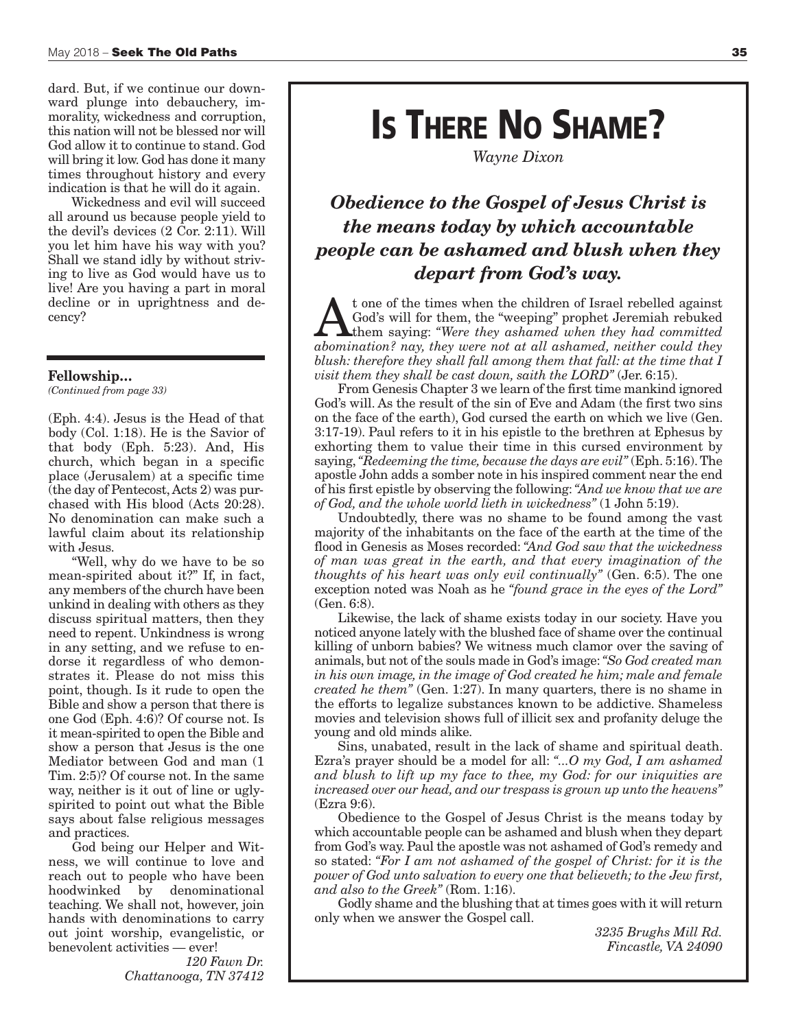dard. But, if we continue our downward plunge into debauchery, immorality, wickedness and corruption, this nation will not be blessed nor will God allow it to continue to stand. God will bring it low. God has done it many times throughout history and every indication is that he will do it again.

Wickedness and evil will succeed all around us because people yield to the devil's devices (2 Cor. 2:11). Will you let him have his way with you? Shall we stand idly by without striving to live as God would have us to live! Are you having a part in moral decline or in uprightness and decency?

---

**Fellowship...**
*(Continued from page 33)*

(Eph. 4:4). Jesus is the Head of that body (Col. 1:18). He is the Savior of that body (Eph. 5:23). And, His church, which began in a specific place (Jerusalem) at a specific time (the day of Pentecost, Acts 2) was purchased with His blood (Acts 20:28). No denomination can make such a lawful claim about its relationship with Jesus.

"Well, why do we have to be so mean-spirited about it?" If, in fact, any members of the church have been unkind in dealing with others as they discuss spiritual matters, then they need to repent. Unkindness is wrong in any setting, and we refuse to endorse it regardless of who demonstrates it. Please do not miss this point, though. Is it rude to open the Bible and show a person that there is one God (Eph. 4:6)? Of course not. Is it mean-spirited to open the Bible and show a person that Jesus is the one Mediator between God and man (1 Tim. 2:5)? Of course not. In the same way, neither is it out of line or ugly-spirited to point out what the Bible says about false religious messages and practices.

God being our Helper and Witness, we will continue to love and reach out to people who have been hoodwinked by denominational teaching. We shall not, however, join hands with denominations to carry out joint worship, evangelistic, or benevolent activities — ever!

*120 Fawn Dr.*
*Chattanooga, TN 37412*

---

# Is There No Shame?

*Wayne Dixon*

***Obedience to the Gospel of Jesus Christ is the means today by which accountable people can be ashamed and blush when they depart from God's way.***

At one of the times when the children of Israel rebelled against God's will for them, the "weeping" prophet Jeremiah rebuked them saying: *"Were they ashamed when they had committed abomination? nay, they were not at all ashamed, neither could they blush: therefore they shall fall among them that fall: at the time that I visit them they shall be cast down, saith the LORD"* (Jer. 6:15).

From Genesis Chapter 3 we learn of the first time mankind ignored God's will. As the result of the sin of Eve and Adam (the first two sins on the face of the earth), God cursed the earth on which we live (Gen. 3:17-19). Paul refers to it in his epistle to the brethren at Ephesus by exhorting them to value their time in this cursed environment by saying, *"Redeeming the time, because the days are evil"* (Eph. 5:16). The apostle John adds a somber note in his inspired comment near the end of his first epistle by observing the following: *"And we know that we are of God, and the whole world lieth in wickedness"* (1 John 5:19).

Undoubtedly, there was no shame to be found among the vast majority of the inhabitants on the face of the earth at the time of the flood in Genesis as Moses recorded: *"And God saw that the wickedness of man was great in the earth, and that every imagination of the thoughts of his heart was only evil continually"* (Gen. 6:5). The one exception noted was Noah as he *"found grace in the eyes of the Lord"* (Gen. 6:8).

Likewise, the lack of shame exists today in our society. Have you noticed anyone lately with the blushed face of shame over the continual killing of unborn babies? We witness much clamor over the saving of animals, but not of the souls made in God's image: *"So God created man in his own image, in the image of God created he him; male and female created he them"* (Gen. 1:27). In many quarters, there is no shame in the efforts to legalize substances known to be addictive. Shameless movies and television shows full of illicit sex and profanity deluge the young and old minds alike.

Sins, unabated, result in the lack of shame and spiritual death. Ezra's prayer should be a model for all: *"...O my God, I am ashamed and blush to lift up my face to thee, my God: for our iniquities are increased over our head, and our trespass is grown up unto the heavens"* (Ezra 9:6).

Obedience to the Gospel of Jesus Christ is the means today by which accountable people can be ashamed and blush when they depart from God's way. Paul the apostle was not ashamed of God's remedy and so stated: *"For I am not ashamed of the gospel of Christ: for it is the power of God unto salvation to every one that believeth; to the Jew first, and also to the Greek"* (Rom. 1:16).

Godly shame and the blushing that at times goes with it will return only when we answer the Gospel call.

*3235 Brughs Mill Rd.*
*Fincastle, VA 24090*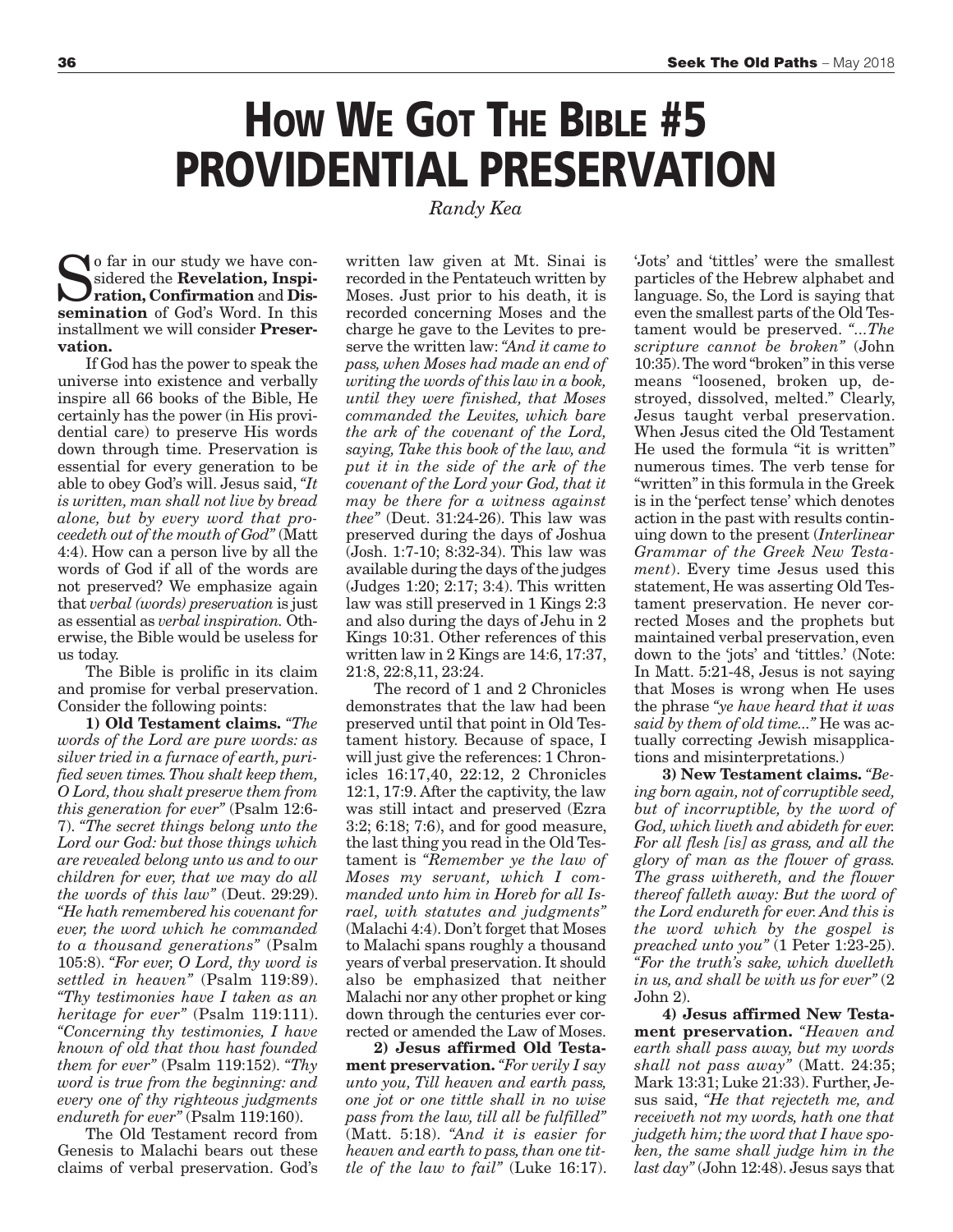# HOW WE GOT THE BIBLE #5
# PROVIDENTIAL PRESERVATION

*Randy Kea*

So far in our study we have considered the **Revelation, Inspiration, Confirmation** and **Dissemination** of God's Word. In this installment we will consider **Preservation.**

If God has the power to speak the universe into existence and verbally inspire all 66 books of the Bible, He certainly has the power (in His providential care) to preserve His words down through time. Preservation is essential for every generation to be able to obey God's will. Jesus said, *"It is written, man shall not live by bread alone, but by every word that proceedeth out of the mouth of God"* (Matt 4:4). How can a person live by all the words of God if all of the words are not preserved? We emphasize again that *verbal (words) preservation* is just as essential as *verbal inspiration.* Otherwise, the Bible would be useless for us today.

The Bible is prolific in its claim and promise for verbal preservation. Consider the following points:

**1) Old Testament claims.** *"The words of the Lord are pure words: as silver tried in a furnace of earth, purified seven times. Thou shalt keep them, O Lord, thou shalt preserve them from this generation for ever"* (Psalm 12:6-7). *"The secret things belong unto the Lord our God: but those things which are revealed belong unto us and to our children for ever, that we may do all the words of this law"* (Deut. 29:29). *"He hath remembered his covenant for ever, the word which he commanded to a thousand generations"* (Psalm 105:8). *"For ever, O Lord, thy word is settled in heaven"* (Psalm 119:89). *"Thy testimonies have I taken as an heritage for ever"* (Psalm 119:111). *"Concerning thy testimonies, I have known of old that thou hast founded them for ever"* (Psalm 119:152). *"Thy word is true from the beginning: and every one of thy righteous judgments endureth for ever"* (Psalm 119:160).

The Old Testament record from Genesis to Malachi bears out these claims of verbal preservation. God's written law given at Mt. Sinai is recorded in the Pentateuch written by Moses. Just prior to his death, it is recorded concerning Moses and the charge he gave to the Levites to preserve the written law: *"And it came to pass, when Moses had made an end of writing the words of this law in a book, until they were finished, that Moses commanded the Levites, which bare the ark of the covenant of the Lord, saying, Take this book of the law, and put it in the side of the ark of the covenant of the Lord your God, that it may be there for a witness against thee"* (Deut. 31:24-26). This law was preserved during the days of Joshua (Josh. 1:7-10; 8:32-34). This law was available during the days of the judges (Judges 1:20; 2:17; 3:4). This written law was still preserved in 1 Kings 2:3 and also during the days of Jehu in 2 Kings 10:31. Other references of this written law in 2 Kings are 14:6, 17:37, 21:8, 22:8,11, 23:24.

The record of 1 and 2 Chronicles demonstrates that the law had been preserved until that point in Old Testament history. Because of space, I will just give the references: 1 Chronicles 16:17,40, 22:12, 2 Chronicles 12:1, 17:9. After the captivity, the law was still intact and preserved (Ezra 3:2; 6:18; 7:6), and for good measure, the last thing you read in the Old Testament is *"Remember ye the law of Moses my servant, which I commanded unto him in Horeb for all Israel, with statutes and judgments"* (Malachi 4:4). Don't forget that Moses to Malachi spans roughly a thousand years of verbal preservation. It should also be emphasized that neither Malachi nor any other prophet or king down through the centuries ever corrected or amended the Law of Moses.

**2) Jesus affirmed Old Testament preservation.** *"For verily I say unto you, Till heaven and earth pass, one jot or one tittle shall in no wise pass from the law, till all be fulfilled"* (Matt. 5:18). *"And it is easier for heaven and earth to pass, than one tittle of the law to fail"* (Luke 16:17). 'Jots' and 'tittles' were the smallest particles of the Hebrew alphabet and language. So, the Lord is saying that even the smallest parts of the Old Testament would be preserved. *"...The scripture cannot be broken"* (John 10:35). The word "broken" in this verse means "loosened, broken up, destroyed, dissolved, melted." Clearly, Jesus taught verbal preservation. When Jesus cited the Old Testament He used the formula "it is written" numerous times. The verb tense for "written" in this formula in the Greek is in the 'perfect tense' which denotes action in the past with results continuing down to the present (*Interlinear Grammar of the Greek New Testament*). Every time Jesus used this statement, He was asserting Old Testament preservation. He never corrected Moses and the prophets but maintained verbal preservation, even down to the 'jots' and 'tittles.' (Note: In Matt. 5:21-48, Jesus is not saying that Moses is wrong when He uses the phrase *"ye have heard that it was said by them of old time..."* He was actually correcting Jewish misapplications and misinterpretations.)

**3) New Testament claims.** *"Being born again, not of corruptible seed, but of incorruptible, by the word of God, which liveth and abideth for ever. For all flesh [is] as grass, and all the glory of man as the flower of grass. The grass withereth, and the flower thereof falleth away: But the word of the Lord endureth for ever. And this is the word which by the gospel is preached unto you"* (1 Peter 1:23-25). *"For the truth's sake, which dwelleth in us, and shall be with us for ever"* (2 John 2).

**4) Jesus affirmed New Testament preservation.** *"Heaven and earth shall pass away, but my words shall not pass away"* (Matt. 24:35; Mark 13:31; Luke 21:33). Further, Jesus said, *"He that rejecteth me, and receiveth not my words, hath one that judgeth him; the word that I have spoken, the same shall judge him in the last day"* (John 12:48). Jesus says that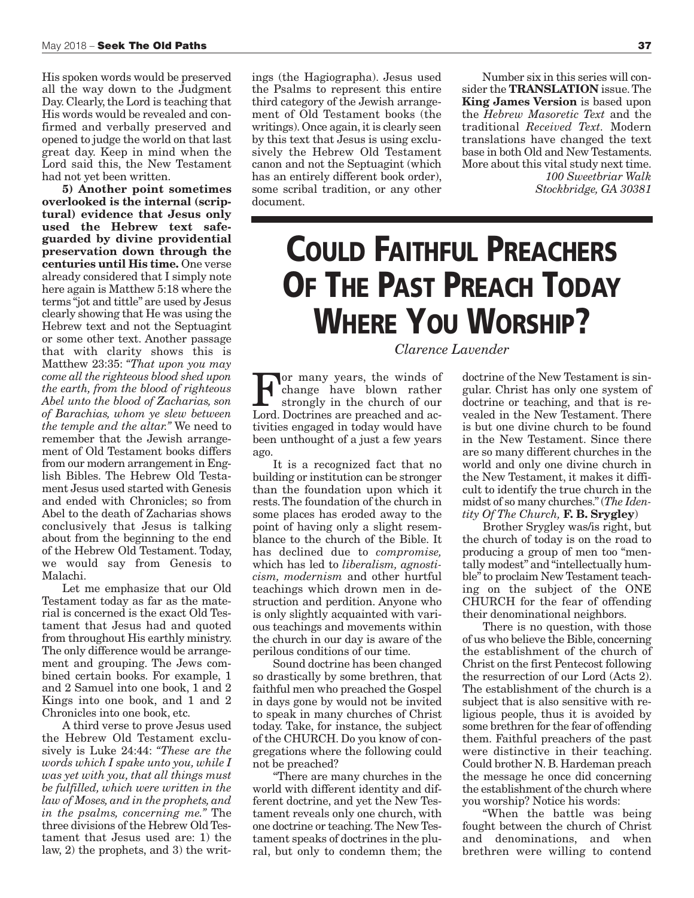His spoken words would be preserved all the way down to the Judgment Day. Clearly, the Lord is teaching that His words would be revealed and confirmed and verbally preserved and opened to judge the world on that last great day. Keep in mind when the Lord said this, the New Testament had not yet been written.

**5) Another point sometimes overlooked is the internal (scriptural) evidence that Jesus only used the Hebrew text safeguarded by divine providential preservation down through the centuries until His time.** One verse already considered that I simply note here again is Matthew 5:18 where the terms "jot and tittle" are used by Jesus clearly showing that He was using the Hebrew text and not the Septuagint or some other text. Another passage that with clarity shows this is Matthew 23:35: *"That upon you may come all the righteous blood shed upon the earth, from the blood of righteous Abel unto the blood of Zacharias, son of Barachias, whom ye slew between the temple and the altar."* We need to remember that the Jewish arrangement of Old Testament books differs from our modern arrangement in English Bibles. The Hebrew Old Testament Jesus used started with Genesis and ended with Chronicles; so from Abel to the death of Zacharias shows conclusively that Jesus is talking about from the beginning to the end of the Hebrew Old Testament. Today, we would say from Genesis to Malachi.

Let me emphasize that our Old Testament today as far as the material is concerned is the exact Old Testament that Jesus had and quoted from throughout His earthly ministry. The only difference would be arrangement and grouping. The Jews combined certain books. For example, 1 and 2 Samuel into one book, 1 and 2 Kings into one book, and 1 and 2 Chronicles into one book, etc.

A third verse to prove Jesus used the Hebrew Old Testament exclusively is Luke 24:44: *"These are the words which I spake unto you, while I was yet with you, that all things must be fulfilled, which were written in the law of Moses, and in the prophets, and in the psalms, concerning me."* The three divisions of the Hebrew Old Testament that Jesus used are: 1) the law, 2) the prophets, and 3) the writings (the Hagiographa). Jesus used the Psalms to represent this entire third category of the Jewish arrangement of Old Testament books (the writings). Once again, it is clearly seen by this text that Jesus is using exclusively the Hebrew Old Testament canon and not the Septuagint (which has an entirely different book order), some scribal tradition, or any other document.

Number six in this series will consider the **TRANSLATION** issue. The **King James Version** is based upon the *Hebrew Masoretic Text* and the traditional *Received Text*. Modern translations have changed the text base in both Old and New Testaments. More about this vital study next time.

*100 Sweetbriar Walk*
*Stockbridge, GA 30381*

# Could Faithful Preachers Of The Past Preach Today Where You Worship?

*Clarence Lavender*

For many years, the winds of change have blown rather strongly in the church of our Lord. Doctrines are preached and activities engaged in today would have been unthought of a just a few years ago.

It is a recognized fact that no building or institution can be stronger than the foundation upon which it rests. The foundation of the church in some places has eroded away to the point of having only a slight resemblance to the church of the Bible. It has declined due to *compromise,* which has led to *liberalism, agnosticism, modernism* and other hurtful teachings which drown men in destruction and perdition. Anyone who is only slightly acquainted with various teachings and movements within the church in our day is aware of the perilous conditions of our time.

Sound doctrine has been changed so drastically by some brethren, that faithful men who preached the Gospel in days gone by would not be invited to speak in many churches of Christ today. Take, for instance, the subject of the CHURCH. Do you know of congregations where the following could not be preached?

"There are many churches in the world with different identity and different doctrine, and yet the New Testament reveals only one church, with one doctrine or teaching. The New Testament speaks of doctrines in the plural, but only to condemn them; the doctrine of the New Testament is singular. Christ has only one system of doctrine or teaching, and that is revealed in the New Testament. There is but one divine church to be found in the New Testament. Since there are so many different churches in the world and only one divine church in the New Testament, it makes it difficult to identify the true church in the midst of so many churches." (*The Identity Of The Church,* **F. B. Srygley**)

Brother Srygley was/is right, but the church of today is on the road to producing a group of men too "mentally modest" and "intellectually humble" to proclaim New Testament teaching on the subject of the ONE CHURCH for the fear of offending their denominational neighbors.

There is no question, with those of us who believe the Bible, concerning the establishment of the church of Christ on the first Pentecost following the resurrection of our Lord (Acts 2). The establishment of the church is a subject that is also sensitive with religious people, thus it is avoided by some brethren for the fear of offending them. Faithful preachers of the past were distinctive in their teaching. Could brother N. B. Hardeman preach the message he once did concerning the establishment of the church where you worship? Notice his words:

"When the battle was being fought between the church of Christ and denominations, and when brethren were willing to contend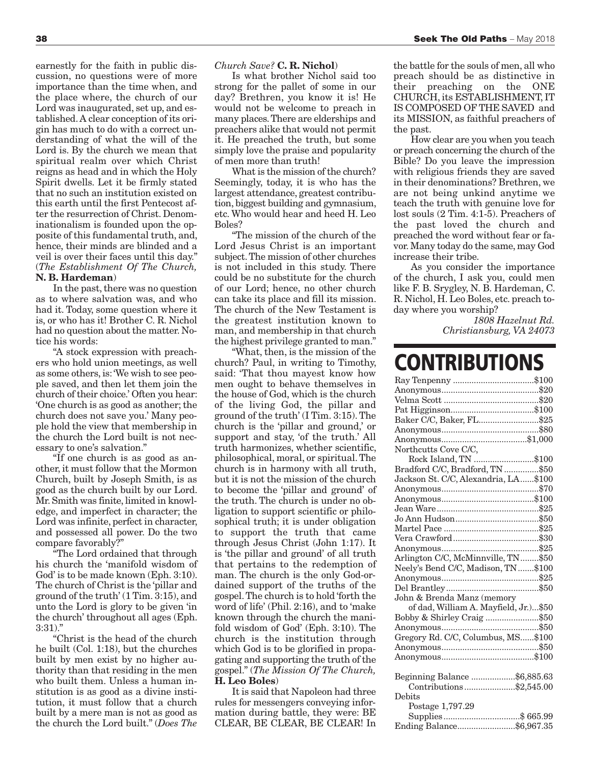earnestly for the faith in public discussion, no questions were of more importance than the time when, and the place where, the church of our Lord was inaugurated, set up, and established. A clear conception of its origin has much to do with a correct understanding of what the will of the Lord is. By the church we mean that spiritual realm over which Christ reigns as head and in which the Holy Spirit dwells. Let it be firmly stated that no such an institution existed on this earth until the first Pentecost after the resurrection of Christ. Denominationalism is founded upon the opposite of this fundamental truth, and, hence, their minds are blinded and a veil is over their faces until this day." (*The Establishment Of The Church,* **N. B. Hardeman**)

In the past, there was no question as to where salvation was, and who had it. Today, some question where it is, or who has it! Brother C. R. Nichol had no question about the matter. Notice his words:

"A stock expression with preachers who hold union meetings, as well as some others, is: 'We wish to see people saved, and then let them join the church of their choice.' Often you hear: 'One church is as good as another; the church does not save you.' Many people hold the view that membership in the church the Lord built is not necessary to one's salvation."

"If one church is as good as another, it must follow that the Mormon Church, built by Joseph Smith, is as good as the church built by our Lord. Mr. Smith was finite, limited in knowledge, and imperfect in character; the Lord was infinite, perfect in character, and possessed all power. Do the two compare favorably?"

"The Lord ordained that through his church the 'manifold wisdom of God' is to be made known (Eph. 3:10). The church of Christ is the 'pillar and ground of the truth' (1 Tim. 3:15), and unto the Lord is glory to be given 'in the church' throughout all ages (Eph. 3:31)."

"Christ is the head of the church he built (Col. 1:18), but the churches built by men exist by no higher authority than that residing in the men who built them. Unless a human institution is as good as a divine institution, it must follow that a church built by a mere man is not as good as the church the Lord built." (*Does The Church Save?* **C. R. Nichol**)

Is what brother Nichol said too strong for the pallet of some in our day? Brethren, you know it is! He would not be welcome to preach in many places. There are elderships and preachers alike that would not permit it. He preached the truth, but some simply love the praise and popularity of men more than truth!

What is the mission of the church? Seemingly, today, it is who has the largest attendance, greatest contribution, biggest building and gymnasium, etc. Who would hear and heed H. Leo Boles?

"The mission of the church of the Lord Jesus Christ is an important subject. The mission of other churches is not included in this study. There could be no substitute for the church of our Lord; hence, no other church can take its place and fill its mission. The church of the New Testament is the greatest institution known to man, and membership in that church the highest privilege granted to man."

"What, then, is the mission of the church? Paul, in writing to Timothy, said: 'That thou mayest know how men ought to behave themselves in the house of God, which is the church of the living God, the pillar and ground of the truth' (I Tim. 3:15). The church is the 'pillar and ground,' or support and stay, 'of the truth.' All truth harmonizes, whether scientific, philosophical, moral, or spiritual. The church is in harmony with all truth, but it is not the mission of the church to become the 'pillar and ground' of the truth. The church is under no obligation to support scientific or philosophical truth; it is under obligation to support the truth that came through Jesus Christ (John 1:17). It is 'the pillar and ground' of all truth that pertains to the redemption of man. The church is the only God-ordained support of the truths of the gospel. The church is to hold 'forth the word of life' (Phil. 2:16), and to 'make known through the church the manifold wisdom of God' (Eph. 3:10). The church is the institution through which God is to be glorified in propagating and supporting the truth of the gospel." (*The Mission Of The Church,* **H. Leo Boles**)

It is said that Napoleon had three rules for messengers conveying information during battle, they were: BE CLEAR, BE CLEAR, BE CLEAR! In the battle for the souls of men, all who preach should be as distinctive in their preaching on the ONE CHURCH, its ESTABLISHMENT, IT IS COMPOSED OF THE SAVED and its MISSION, as faithful preachers of the past.

How clear are you when you teach or preach concerning the church of the Bible? Do you leave the impression with religious friends they are saved in their denominations? Brethren, we are not being unkind anytime we teach the truth with genuine love for lost souls (2 Tim. 4:1-5). Preachers of the past loved the church and preached the word without fear or favor. Many today do the same, may God increase their tribe.

As you consider the importance of the church, I ask you, could men like F. B. Srygley, N. B. Hardeman, C. R. Nichol, H. Leo Boles, etc. preach today where you worship?

*1808 Hazelnut Rd.*
*Christiansburg, VA 24073*

# CONTRIBUTIONS

| | |
|---|---|
| Ray Tenpenny | $100 |
| Anonymous | $20 |
| Velma Scott | $20 |
| Pat Higginson | $100 |
| Baker C/C, Baker, FL | $25 |
| Anonymous | $80 |
| Anonymous | $1,000 |
| Northcutts Cove C/C, Rock Island, TN | $100 |
| Bradford C/C, Bradford, TN | $50 |
| Jackson St. C/C, Alexandria, LA | $100 |
| Anonymous | $70 |
| Anonymous | $100 |
| Jean Ware | $25 |
| Jo Ann Hudson | $50 |
| Martel Pace | $25 |
| Vera Crawford | $30 |
| Anonymous | $25 |
| Arlington C/C, McMinnville, TN | $50 |
| Neely's Bend C/C, Madison, TN | $100 |
| Anonymous | $25 |
| Del Brantley | $50 |
| John & Brenda Manz (memory of dad, William A. Mayfield, Jr.) | $50 |
| Bobby & Shirley Craig | $50 |
| Anonymous | $50 |
| Gregory Rd. C/C, Columbus, MS | $100 |
| Anonymous | $50 |
| Anonymous | $100 |

| | |
|---|---|
| Beginning Balance | $6,885.63 |
| Contributions | $2,545.00 |
| Debits | |
| Postage 1,797.29 | |
| Supplies | $ 665.99 |
| Ending Balance | $6,967.35 |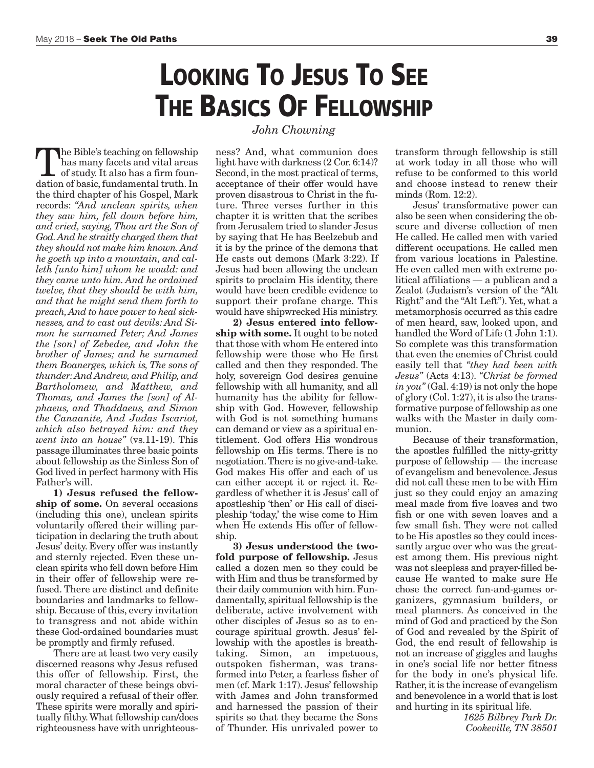# LOOKING TO JESUS TO SEE THE BASICS OF FELLOWSHIP

*John Chowning*

The Bible's teaching on fellowship has many facets and vital areas of study. It also has a firm foundation of basic, fundamental truth. In the third chapter of his Gospel, Mark records: *"And unclean spirits, when they saw him, fell down before him, and cried, saying, Thou art the Son of God. And he straitly charged them that they should not make him known. And he goeth up into a mountain, and calleth [unto him] whom he would: and they came unto him. And he ordained twelve, that they should be with him, and that he might send them forth to preach, And to have power to heal sicknesses, and to cast out devils: And Simon he surnamed Peter; And James the [son] of Zebedee, and John the brother of James; and he surnamed them Boanerges, which is, The sons of thunder: And Andrew, and Philip, and Bartholomew, and Matthew, and Thomas, and James the [son] of Alphaeus, and Thaddaeus, and Simon the Canaanite, And Judas Iscariot, which also betrayed him: and they went into an house"* (vs.11-19). This passage illuminates three basic points about fellowship as the Sinless Son of God lived in perfect harmony with His Father's will.

**1) Jesus refused the fellowship of some.** On several occasions (including this one), unclean spirits voluntarily offered their willing participation in declaring the truth about Jesus' deity. Every offer was instantly and sternly rejected. Even these unclean spirits who fell down before Him in their offer of fellowship were refused. There are distinct and definite boundaries and landmarks to fellowship. Because of this, every invitation to transgress and not abide within these God-ordained boundaries must be promptly and firmly refused.

There are at least two very easily discerned reasons why Jesus refused this offer of fellowship. First, the moral character of these beings obviously required a refusal of their offer. These spirits were morally and spiritually filthy. What fellowship can/does righteousness have with unrighteousness? And, what communion does light have with darkness (2 Cor. 6:14)? Second, in the most practical of terms, acceptance of their offer would have proven disastrous to Christ in the future. Three verses further in this chapter it is written that the scribes from Jerusalem tried to slander Jesus by saying that He has Beelzebub and it is by the prince of the demons that He casts out demons (Mark 3:22). If Jesus had been allowing the unclean spirits to proclaim His identity, there would have been credible evidence to support their profane charge. This would have shipwrecked His ministry.

**2) Jesus entered into fellowship with some.** It ought to be noted that those with whom He entered into fellowship were those who He first called and then they responded. The holy, sovereign God desires genuine fellowship with all humanity, and all humanity has the ability for fellowship with God. However, fellowship with God is not something humans can demand or view as a spiritual entitlement. God offers His wondrous fellowship on His terms. There is no negotiation. There is no give-and-take. God makes His offer and each of us can either accept it or reject it. Regardless of whether it is Jesus' call of apostleship 'then' or His call of discipleship 'today,' the wise come to Him when He extends His offer of fellowship.

**3) Jesus understood the twofold purpose of fellowship.** Jesus called a dozen men so they could be with Him and thus be transformed by their daily communion with him. Fundamentally, spiritual fellowship is the deliberate, active involvement with other disciples of Jesus so as to encourage spiritual growth. Jesus' fellowship with the apostles is breathtaking. Simon, an impetuous, outspoken fisherman, was transformed into Peter, a fearless fisher of men (cf. Mark 1:17). Jesus' fellowship with James and John transformed and harnessed the passion of their spirits so that they became the Sons of Thunder. His unrivaled power to transform through fellowship is still at work today in all those who will refuse to be conformed to this world and choose instead to renew their minds (Rom. 12:2).

Jesus' transformative power can also be seen when considering the obscure and diverse collection of men He called. He called men with varied different occupations. He called men from various locations in Palestine. He even called men with extreme political affiliations — a publican and a Zealot (Judaism's version of the "Alt Right" and the "Alt Left"). Yet, what a metamorphosis occurred as this cadre of men heard, saw, looked upon, and handled the Word of Life (1 John 1:1). So complete was this transformation that even the enemies of Christ could easily tell that *"they had been with Jesus"* (Acts 4:13). *"Christ be formed in you"* (Gal. 4:19) is not only the hope of glory (Col. 1:27), it is also the transformative purpose of fellowship as one walks with the Master in daily communion.

Because of their transformation, the apostles fulfilled the nitty-gritty purpose of fellowship — the increase of evangelism and benevolence. Jesus did not call these men to be with Him just so they could enjoy an amazing meal made from five loaves and two fish or one with seven loaves and a few small fish. They were not called to be His apostles so they could incessantly argue over who was the greatest among them. His previous night was not sleepless and prayer-filled because He wanted to make sure He chose the correct fun-and-games organizers, gymnasium builders, or meal planners. As conceived in the mind of God and practiced by the Son of God and revealed by the Spirit of God, the end result of fellowship is not an increase of giggles and laughs in one's social life nor better fitness for the body in one's physical life. Rather, it is the increase of evangelism and benevolence in a world that is lost and hurting in its spiritual life.

*1625 Bilbrey Park Dr.*
*Cookeville, TN 38501*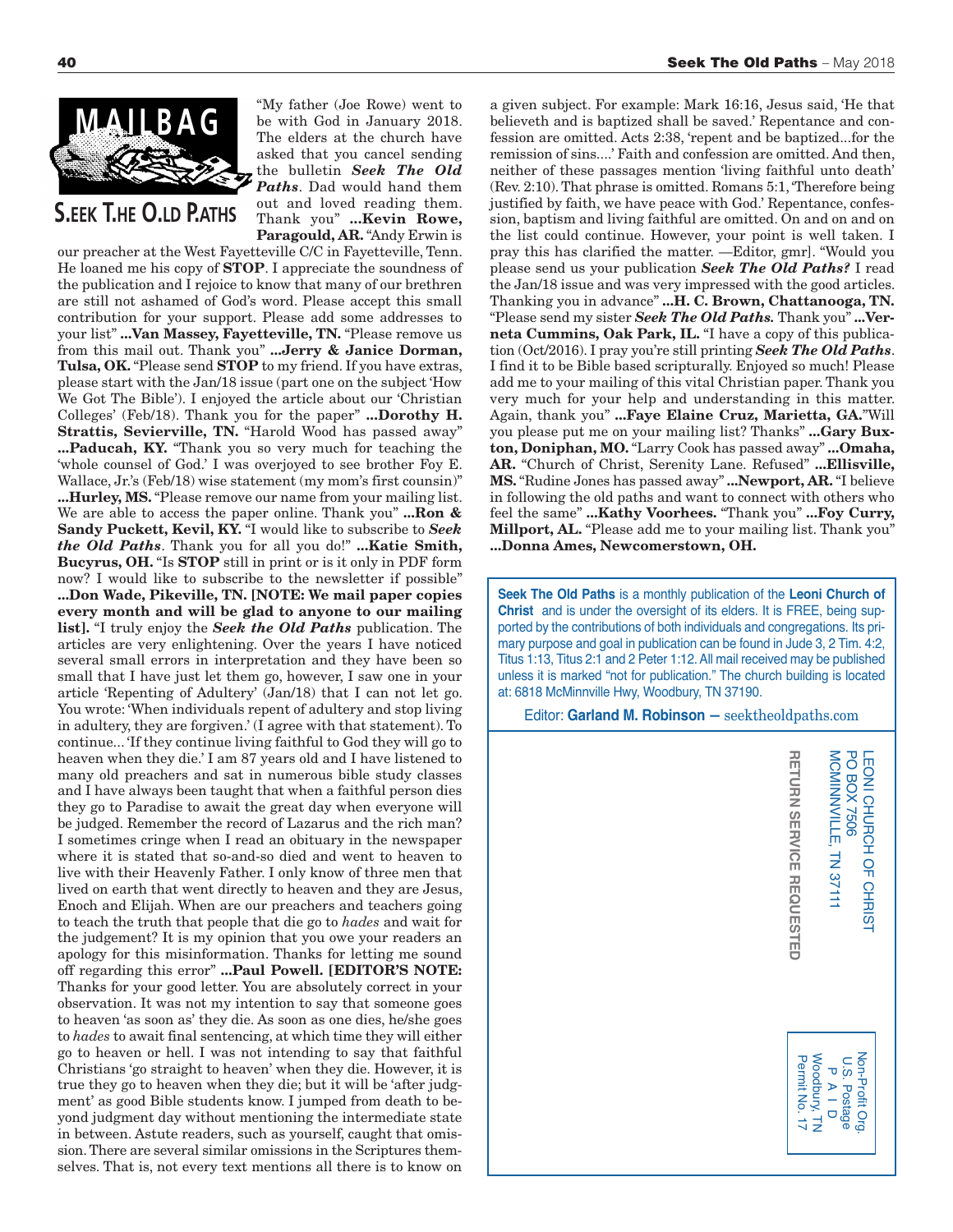# MAILBAG

## Seek The Old Paths

"My father (Joe Rowe) went to be with God in January 2018. The elders at the church have asked that you cancel sending the bulletin ***Seek The Old Paths***. Dad would hand them out and loved reading them. Thank you" **...Kevin Rowe, Paragould, AR.** "Andy Erwin is our preacher at the West Fayetteville C/C in Fayetteville, Tenn. He loaned me his copy of **STOP**. I appreciate the soundness of the publication and I rejoice to know that many of our brethren are still not ashamed of God's word. Please accept this small contribution for your support. Please add some addresses to your list" **...Van Massey, Fayetteville, TN.** "Please remove us from this mail out. Thank you" **...Jerry & Janice Dorman, Tulsa, OK.** "Please send **STOP** to my friend. If you have extras, please start with the Jan/18 issue (part one on the subject 'How We Got The Bible'). I enjoyed the article about our 'Christian Colleges' (Feb/18). Thank you for the paper" **...Dorothy H. Strattis, Sevierville, TN.** "Harold Wood has passed away" **...Paducah, KY.** "Thank you so very much for teaching the 'whole counsel of God.' I was overjoyed to see brother Foy E. Wallace, Jr.'s (Feb/18) wise statement (my mom's first counsin)" **...Hurley, MS.** "Please remove our name from your mailing list. We are able to access the paper online. Thank you" **...Ron & Sandy Puckett, Kevil, KY.** "I would like to subscribe to ***Seek the Old Paths***. Thank you for all you do!" **...Katie Smith, Bucyrus, OH.** "Is **STOP** still in print or is it only in PDF form now? I would like to subscribe to the newsletter if possible" **...Don Wade, Pikeville, TN. [NOTE: We mail paper copies every month and will be glad to anyone to our mailing list].** "I truly enjoy the ***Seek the Old Paths*** publication. The articles are very enlightening. Over the years I have noticed several small errors in interpretation and they have been so small that I have just let them go, however, I saw one in your article 'Repenting of Adultery' (Jan/18) that I can not let go. You wrote: 'When individuals repent of adultery and stop living in adultery, they are forgiven.' (I agree with that statement). To continue... 'If they continue living faithful to God they will go to heaven when they die.' I am 87 years old and I have listened to many old preachers and sat in numerous bible study classes and I have always been taught that when a faithful person dies they go to Paradise to await the great day when everyone will be judged. Remember the record of Lazarus and the rich man? I sometimes cringe when I read an obituary in the newspaper where it is stated that so-and-so died and went to heaven to live with their Heavenly Father. I only know of three men that lived on earth that went directly to heaven and they are Jesus, Enoch and Elijah. When are our preachers and teachers going to teach the truth that people that die go to *hades* and wait for the judgement? It is my opinion that you owe your readers an apology for this misinformation. Thanks for letting me sound off regarding this error" **...Paul Powell. [EDITOR'S NOTE:** Thanks for your good letter. You are absolutely correct in your observation. It was not my intention to say that someone goes to heaven 'as soon as' they die. As soon as one dies, he/she goes to *hades* to await final sentencing, at which time they will either go to heaven or hell. I was not intending to say that faithful Christians 'go straight to heaven' when they die. However, it is true they go to heaven when they die; but it will be 'after judgment' as good Bible students know. I jumped from death to beyond judgment day without mentioning the intermediate state in between. Astute readers, such as yourself, caught that omission. There are several similar omissions in the Scriptures themselves. That is, not every text mentions all there is to know on a given subject. For example: Mark 16:16, Jesus said, 'He that believeth and is baptized shall be saved.' Repentance and confession are omitted. Acts 2:38, 'repent and be baptized...for the remission of sins....' Faith and confession are omitted. And then, neither of these passages mention 'living faithful unto death' (Rev. 2:10). That phrase is omitted. Romans 5:1, 'Therefore being justified by faith, we have peace with God.' Repentance, confession, baptism and living faithful are omitted. On and on and on the list could continue. However, your point is well taken. I pray this has clarified the matter. —Editor, gmr]. "Would you please send us your publication ***Seek The Old Paths?*** I read the Jan/18 issue and was very impressed with the good articles. Thanking you in advance" **...H. C. Brown, Chattanooga, TN.** "Please send my sister ***Seek The Old Paths.*** Thank you" **...Verneta Cummins, Oak Park, IL.** "I have a copy of this publication (Oct/2016). I pray you're still printing ***Seek The Old Paths***. I find it to be Bible based scripturally. Enjoyed so much! Please add me to your mailing of this vital Christian paper. Thank you very much for your help and understanding in this matter. Again, thank you" **...Faye Elaine Cruz, Marietta, GA.** "Will you please put me on your mailing list? Thanks" **...Gary Buxton, Doniphan, MO.** "Larry Cook has passed away" **...Omaha, AR.** "Church of Christ, Serenity Lane. Refused" **...Ellisville, MS.** "Rudine Jones has passed away" **...Newport, AR.** "I believe in following the old paths and want to connect with others who feel the same" **...Kathy Voorhees.** "Thank you" **...Foy Curry, Millport, AL.** "Please add me to your mailing list. Thank you" **...Donna Ames, Newcomerstown, OH.**

---

**Seek The Old Paths** is a monthly publication of the **Leoni Church of Christ** and is under the oversight of its elders. It is FREE, being supported by the contributions of both individuals and congregations. Its primary purpose and goal in publication can be found in Jude 3, 2 Tim. 4:2, Titus 1:13, Titus 2:1 and 2 Peter 1:12. All mail received may be published unless it is marked "not for publication." The church building is located at: 6818 McMinnville Hwy, Woodbury, TN 37190.

Editor: **Garland M. Robinson —** seektheoldpaths.com

LEONI CHURCH OF CHRIST
PO BOX 7506
MCMINNVILLE, TN 37111

RETURN SERVICE REQUESTED

Non-Profit Org.
U.S. Postage
P A I D
Woodbury, TN
Permit No. 17